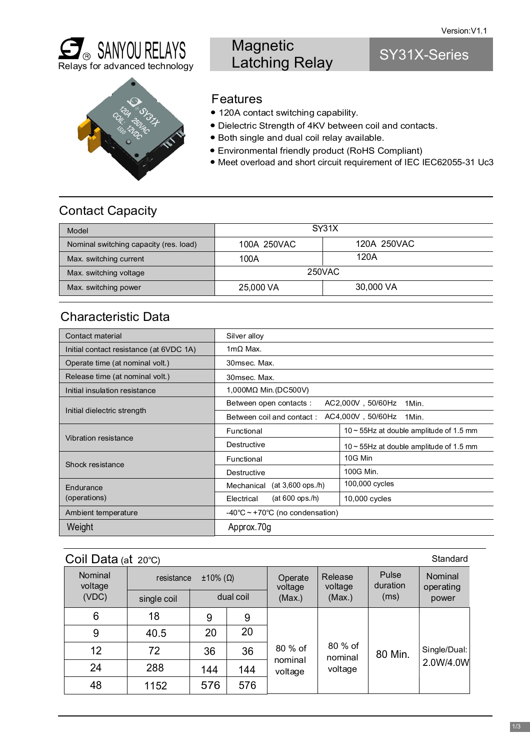Version:V1.1

SANYOU RELAYS
Relays for advanced technology

# Magnetic Latching Relay

# SY31X-Series

## Features

- 120A contact switching capability.
- Dielectric Strength of 4KV between coil and contacts.
- Both single and dual coil relay available.
- Environmental friendly product (RoHS Compliant)
- Meet overload and short circuit requirement of IEC IEC62055-31 Uc3

## Contact Capacity

| Model | SY31X | |
|---|---|---|
| Nominal switching capacity (res. load) | 100A 250VAC | 120A 250VAC |
| Max. switching current | 100A | 120A |
| Max. switching voltage | 250VAC | |
| Max. switching power | 25,000 VA | 30,000 VA |

## Characteristic Data

| | | |
|---|---|---|
| Contact material | Silver alloy | |
| Initial contact resistance (at 6VDC 1A) | 1mΩ Max. | |
| Operate time (at nominal volt.) | 30msec. Max. | |
| Release time (at nominal volt.) | 30msec. Max. | |
| Initial insulation resistance | 1,000MΩ Min.(DC500V) | |
| Initial dielectric strength | Between open contacts : AC2,000V , 50/60Hz 1Min. | |
| | Between coil and contact : AC4,000V , 50/60Hz 1Min. | |
| Vibration resistance | Functional | 10 ~ 55Hz at double amplitude of 1.5 mm |
| | Destructive | 10 ~ 55Hz at double amplitude of 1.5 mm |
| Shock resistance | Functional | 10G Min |
| | Destructive | 100G Min. |
| Endurance (operations) | Mechanical (at 3,600 ops./h) | 100,000 cycles |
| | Electrical (at 600 ops./h) | 10,000 cycles |
| Ambient temperature | -40℃ ~ +70℃ (no condensation) | |
| Weight | Approx.70g | |

## Coil Data (at 20℃)

Standard

| Nominal voltage (VDC) | resistance ±10% (Ω) | | | Operate voltage (Max.) | Release voltage (Max.) | Pulse duration (ms) | Nominal operating power |
|---|---|---|---|---|---|---|---|
| | single coil | dual coil | | | | | |
| 6 | 18 | 9 | 9 | 80 % of nominal voltage | 80 % of nominal voltage | 80 Min. | Single/Dual: 2.0W/4.0W |
| 9 | 40.5 | 20 | 20 | | | | |
| 12 | 72 | 36 | 36 | | | | |
| 24 | 288 | 144 | 144 | | | | |
| 48 | 1152 | 576 | 576 | | | | |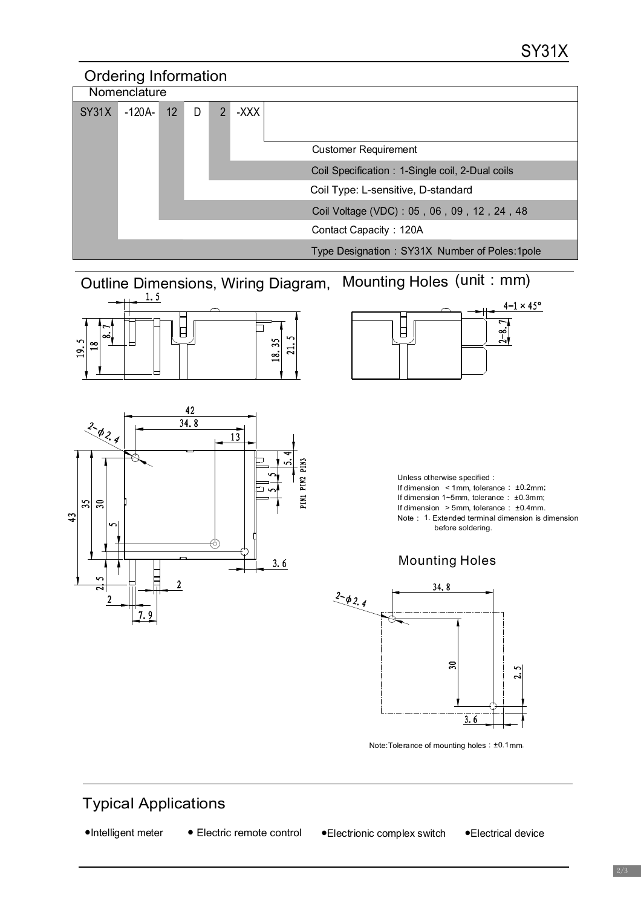## Ordering Information

Nomenclature

| SY31X | -120A- | 12 | D | 2 | -XXX |
|---|---|---|---|---|---|

- -XXX: Customer Requirement
- 2: Coil Specification：1-Single coil, 2-Dual coils
- D: Coil Type: L-sensitive, D-standard
- 12: Coil Voltage (VDC)：05，06，09，12，24，48
- -120A-: Contact Capacity：120A
- SY31X: Type Designation：SY31X Number of Poles:1pole

## Outline Dimensions, Wiring Diagram, Mounting Holes (unit：mm)

Unless otherwise specified：
If dimension ＜1mm, tolerance： ±0.2mm;
If dimension 1~5mm, tolerance： ±0.3mm;
If dimension ＞5mm, tolerance： ±0.4mm.
Note： 1. Extended terminal dimension is dimension before soldering.

### Mounting Holes

Note:Tolerance of mounting holes：±0.1mm.

## Typical Applications

- Intelligent meter
- Electric remote control
- Electrionic complex switch
- Electrical device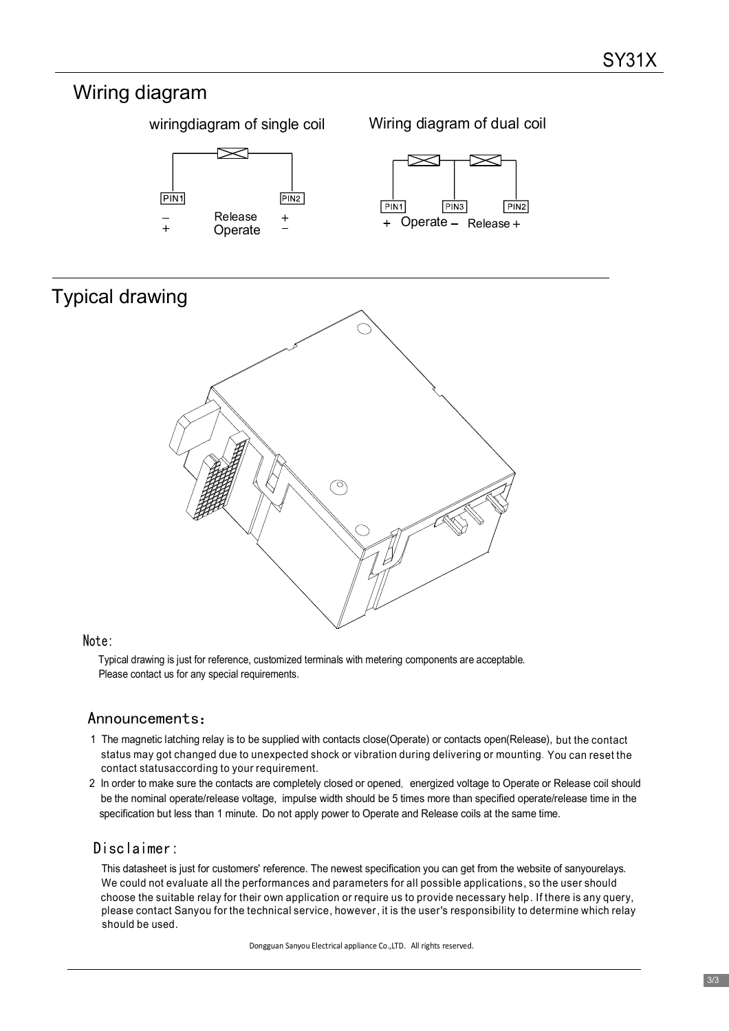## Wiring diagram

wiringdiagram of single coil

PIN1 PIN2

– Release +

+ Operate –

Wiring diagram of dual coil

PIN1 PIN3 PIN2

+ Operate – Release +

## Typical drawing

Note:

Typical drawing is just for reference, customized terminals with metering components are acceptable.
Please contact us for any special requirements.

### Announcements:

1. The magnetic latching relay is to be supplied with contacts close(Operate) or contacts open(Release), but the contact status may got changed due to unexpected shock or vibration during delivering or mounting. You can reset the contact statusaccording to your requirement.
2. In order to make sure the contacts are completely closed or opened, energized voltage to Operate or Release coil should be the nominal operate/release voltage, impulse width should be 5 times more than specified operate/release time in the specification but less than 1 minute. Do not apply power to Operate and Release coils at the same time.

### Disclaimer:

This datasheet is just for customers' reference. The newest specification you can get from the website of sanyourelays. We could not evaluate all the performances and parameters for all possible applications, so the user should choose the suitable relay for their own application or require us to provide necessary help. If there is any query, please contact Sanyou for the technical service, however, it is the user's responsibility to determine which relay should be used.

Dongguan Sanyou Electrical appliance Co.,LTD. All rights reserved.